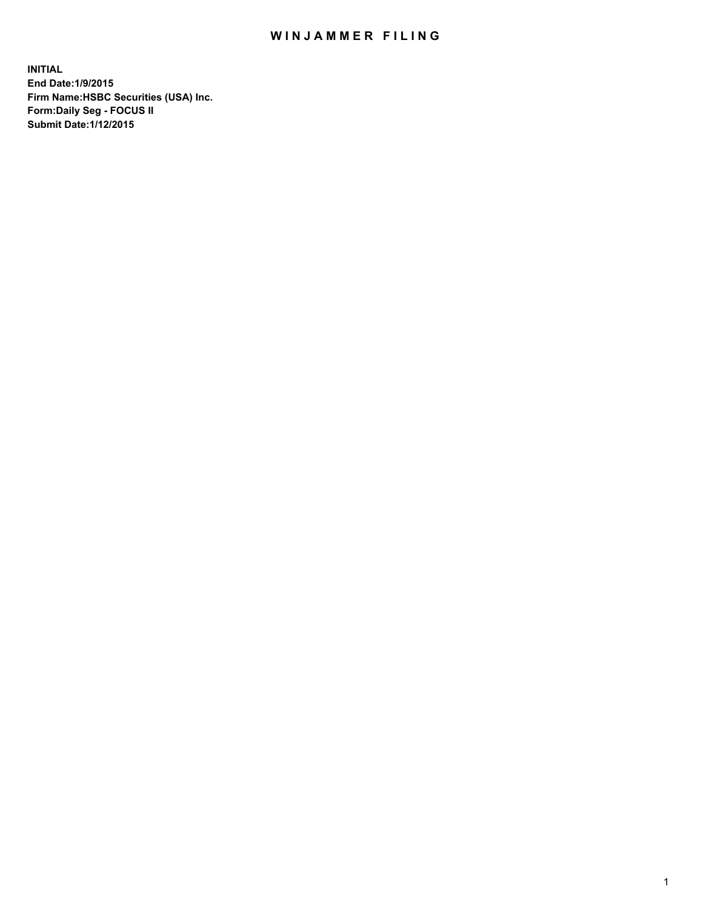# WINJAMMER FILING

**INITIAL**
**End Date:1/9/2015**
**Firm Name:HSBC Securities (USA) Inc.**
**Form:Daily Seg - FOCUS II**
**Submit Date:1/12/2015**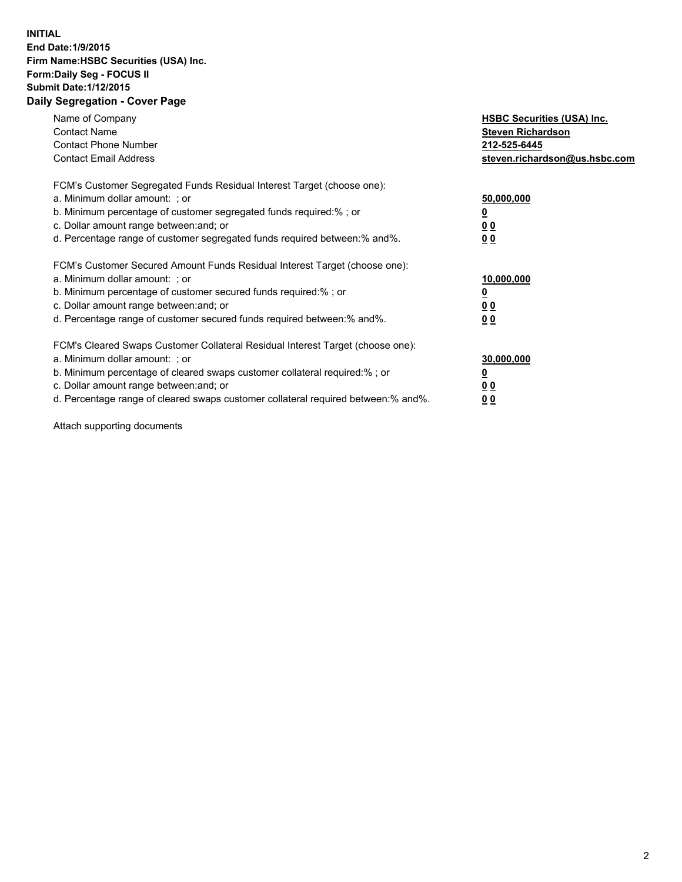**INITIAL**
**End Date:1/9/2015**
**Firm Name:HSBC Securities (USA) Inc.**
**Form:Daily Seg - FOCUS II**
**Submit Date:1/12/2015**

## Daily Segregation - Cover Page

| | |
|---|---|
| Name of Company | **HSBC Securities (USA) Inc.** |
| Contact Name | **Steven Richardson** |
| Contact Phone Number | **212-525-6445** |
| Contact Email Address | **steven.richardson@us.hsbc.com** |

FCM's Customer Segregated Funds Residual Interest Target (choose one):

| | |
|---|---|
| a. Minimum dollar amount: ; or | **50,000,000** |
| b. Minimum percentage of customer segregated funds required:% ; or | **0** |
| c. Dollar amount range between:and; or | **0 0** |
| d. Percentage range of customer segregated funds required between:% and%. | **0 0** |

FCM's Customer Secured Amount Funds Residual Interest Target (choose one):

| | |
|---|---|
| a. Minimum dollar amount: ; or | **10,000,000** |
| b. Minimum percentage of customer secured funds required:% ; or | **0** |
| c. Dollar amount range between:and; or | **0 0** |
| d. Percentage range of customer secured funds required between:% and%. | **0 0** |

FCM's Cleared Swaps Customer Collateral Residual Interest Target (choose one):

| | |
|---|---|
| a. Minimum dollar amount: ; or | **30,000,000** |
| b. Minimum percentage of cleared swaps customer collateral required:% ; or | **0** |
| c. Dollar amount range between:and; or | **0 0** |
| d. Percentage range of cleared swaps customer collateral required between:% and%. | **0 0** |

Attach supporting documents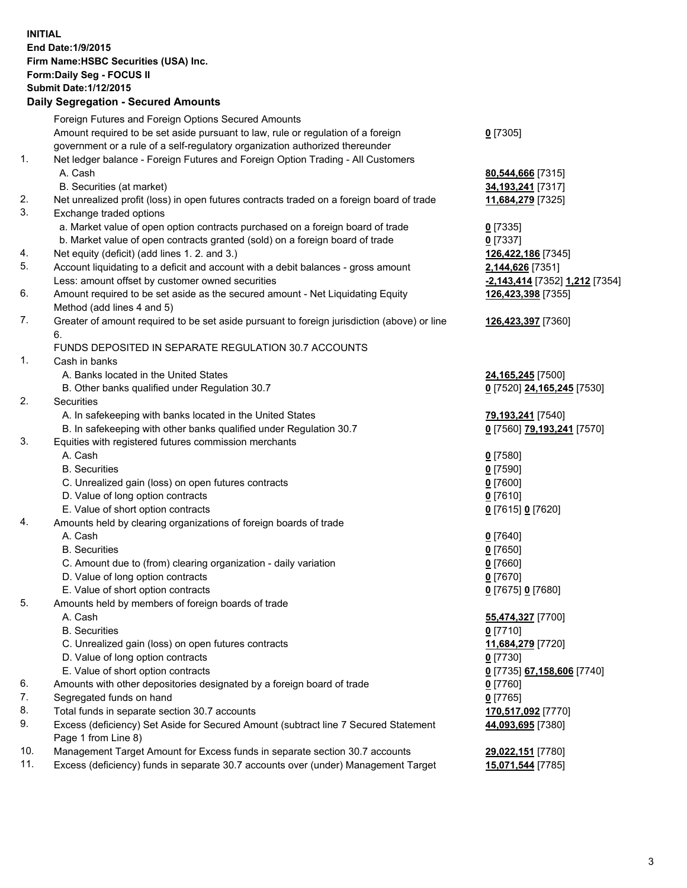**INITIAL**
**End Date:1/9/2015**
**Firm Name:HSBC Securities (USA) Inc.**
**Form:Daily Seg - FOCUS II**
**Submit Date:1/12/2015**

**Daily Segregation - Secured Amounts**

| | | |
|---|---|---|
| | Foreign Futures and Foreign Options Secured Amounts | |
| | Amount required to be set aside pursuant to law, rule or regulation of a foreign government or a rule of a self-regulatory organization authorized thereunder | **0** [7305] |
| 1. | Net ledger balance - Foreign Futures and Foreign Option Trading - All Customers | |
| | A. Cash | **80,544,666** [7315] |
| | B. Securities (at market) | **34,193,241** [7317] |
| 2. | Net unrealized profit (loss) in open futures contracts traded on a foreign board of trade | **11,684,279** [7325] |
| 3. | Exchange traded options | |
| | a. Market value of open option contracts purchased on a foreign board of trade | **0** [7335] |
| | b. Market value of open contracts granted (sold) on a foreign board of trade | **0** [7337] |
| 4. | Net equity (deficit) (add lines 1. 2. and 3.) | **126,422,186** [7345] |
| 5. | Account liquidating to a deficit and account with a debit balances - gross amount | **2,144,626** [7351] |
| | Less: amount offset by customer owned securities | **-2,143,414** [7352] **1,212** [7354] |
| 6. | Amount required to be set aside as the secured amount - Net Liquidating Equity Method (add lines 4 and 5) | **126,423,398** [7355] |
| 7. | Greater of amount required to be set aside pursuant to foreign jurisdiction (above) or line 6. | **126,423,397** [7360] |
| | FUNDS DEPOSITED IN SEPARATE REGULATION 30.7 ACCOUNTS | |
| 1. | Cash in banks | |
| | A. Banks located in the United States | **24,165,245** [7500] |
| | B. Other banks qualified under Regulation 30.7 | **0** [7520] **24,165,245** [7530] |
| 2. | Securities | |
| | A. In safekeeping with banks located in the United States | **79,193,241** [7540] |
| | B. In safekeeping with other banks qualified under Regulation 30.7 | **0** [7560] **79,193,241** [7570] |
| 3. | Equities with registered futures commission merchants | |
| | A. Cash | **0** [7580] |
| | B. Securities | **0** [7590] |
| | C. Unrealized gain (loss) on open futures contracts | **0** [7600] |
| | D. Value of long option contracts | **0** [7610] |
| | E. Value of short option contracts | **0** [7615] **0** [7620] |
| 4. | Amounts held by clearing organizations of foreign boards of trade | |
| | A. Cash | **0** [7640] |
| | B. Securities | **0** [7650] |
| | C. Amount due to (from) clearing organization - daily variation | **0** [7660] |
| | D. Value of long option contracts | **0** [7670] |
| | E. Value of short option contracts | **0** [7675] **0** [7680] |
| 5. | Amounts held by members of foreign boards of trade | |
| | A. Cash | **55,474,327** [7700] |
| | B. Securities | **0** [7710] |
| | C. Unrealized gain (loss) on open futures contracts | **11,684,279** [7720] |
| | D. Value of long option contracts | **0** [7730] |
| | E. Value of short option contracts | **0** [7735] **67,158,606** [7740] |
| 6. | Amounts with other depositories designated by a foreign board of trade | **0** [7760] |
| 7. | Segregated funds on hand | **0** [7765] |
| 8. | Total funds in separate section 30.7 accounts | **170,517,092** [7770] |
| 9. | Excess (deficiency) Set Aside for Secured Amount (subtract line 7 Secured Statement Page 1 from Line 8) | **44,093,695** [7380] |
| 10. | Management Target Amount for Excess funds in separate section 30.7 accounts | **29,022,151** [7780] |
| 11. | Excess (deficiency) funds in separate 30.7 accounts over (under) Management Target | **15,071,544** [7785] |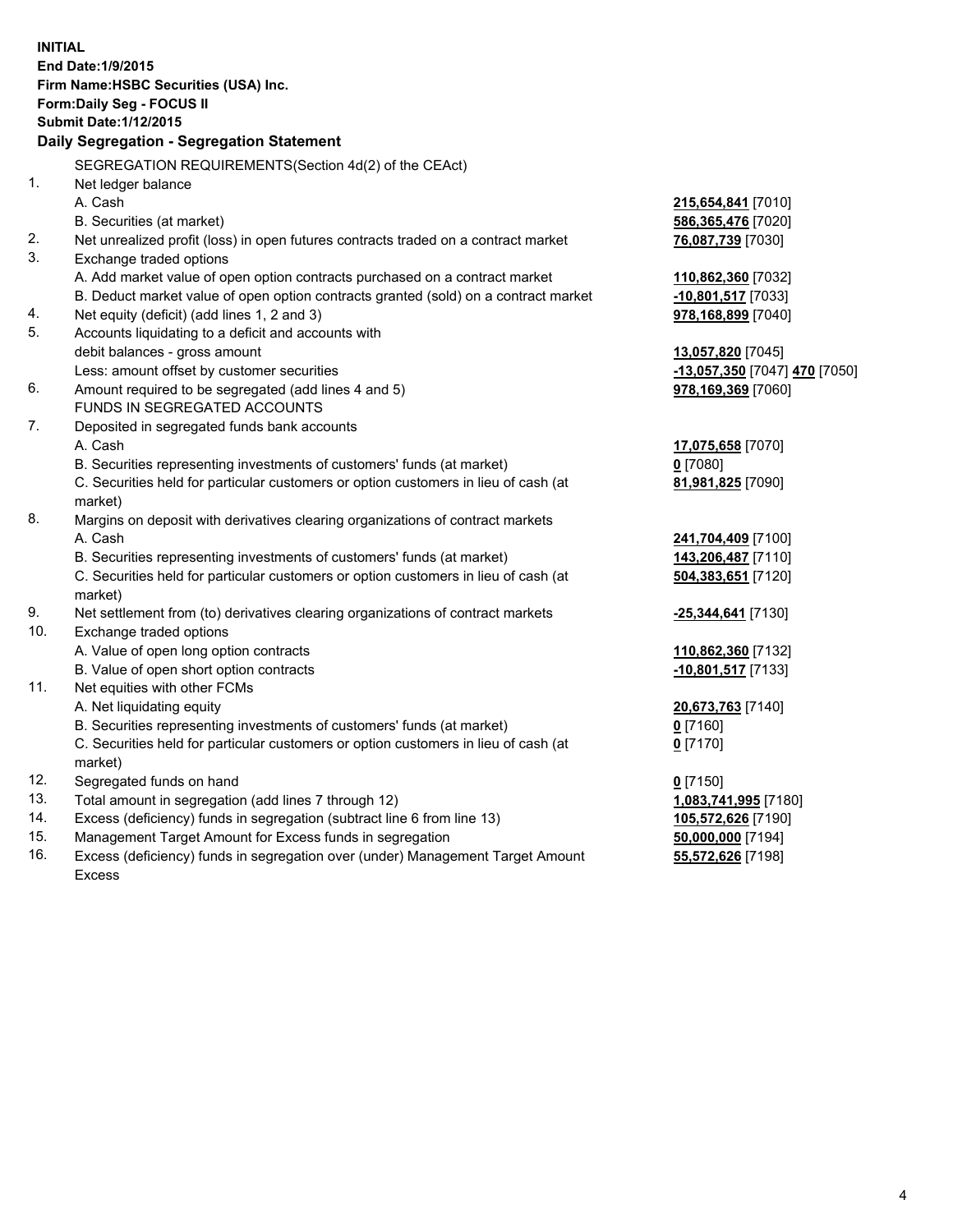**INITIAL**
**End Date:1/9/2015**
**Firm Name:HSBC Securities (USA) Inc.**
**Form:Daily Seg - FOCUS II**
**Submit Date:1/12/2015**

## Daily Segregation - Segregation Statement

| | | |
|---|---|---|
| | SEGREGATION REQUIREMENTS(Section 4d(2) of the CEAct) | |
| 1. | Net ledger balance | |
| | A. Cash | **215,654,841** [7010] |
| | B. Securities (at market) | **586,365,476** [7020] |
| 2. | Net unrealized profit (loss) in open futures contracts traded on a contract market | **76,087,739** [7030] |
| 3. | Exchange traded options | |
| | A. Add market value of open option contracts purchased on a contract market | **110,862,360** [7032] |
| | B. Deduct market value of open option contracts granted (sold) on a contract market | **-10,801,517** [7033] |
| 4. | Net equity (deficit) (add lines 1, 2 and 3) | **978,168,899** [7040] |
| 5. | Accounts liquidating to a deficit and accounts with debit balances - gross amount | **13,057,820** [7045] |
| | Less: amount offset by customer securities | **-13,057,350** [7047] **470** [7050] |
| 6. | Amount required to be segregated (add lines 4 and 5) | **978,169,369** [7060] |
| | FUNDS IN SEGREGATED ACCOUNTS | |
| 7. | Deposited in segregated funds bank accounts | |
| | A. Cash | **17,075,658** [7070] |
| | B. Securities representing investments of customers' funds (at market) | **0** [7080] |
| | C. Securities held for particular customers or option customers in lieu of cash (at market) | **81,981,825** [7090] |
| 8. | Margins on deposit with derivatives clearing organizations of contract markets | |
| | A. Cash | **241,704,409** [7100] |
| | B. Securities representing investments of customers' funds (at market) | **143,206,487** [7110] |
| | C. Securities held for particular customers or option customers in lieu of cash (at market) | **504,383,651** [7120] |
| 9. | Net settlement from (to) derivatives clearing organizations of contract markets | **-25,344,641** [7130] |
| 10. | Exchange traded options | |
| | A. Value of open long option contracts | **110,862,360** [7132] |
| | B. Value of open short option contracts | **-10,801,517** [7133] |
| 11. | Net equities with other FCMs | |
| | A. Net liquidating equity | **20,673,763** [7140] |
| | B. Securities representing investments of customers' funds (at market) | **0** [7160] |
| | C. Securities held for particular customers or option customers in lieu of cash (at market) | **0** [7170] |
| 12. | Segregated funds on hand | **0** [7150] |
| 13. | Total amount in segregation (add lines 7 through 12) | **1,083,741,995** [7180] |
| 14. | Excess (deficiency) funds in segregation (subtract line 6 from line 13) | **105,572,626** [7190] |
| 15. | Management Target Amount for Excess funds in segregation | **50,000,000** [7194] |
| 16. | Excess (deficiency) funds in segregation over (under) Management Target Amount Excess | **55,572,626** [7198] |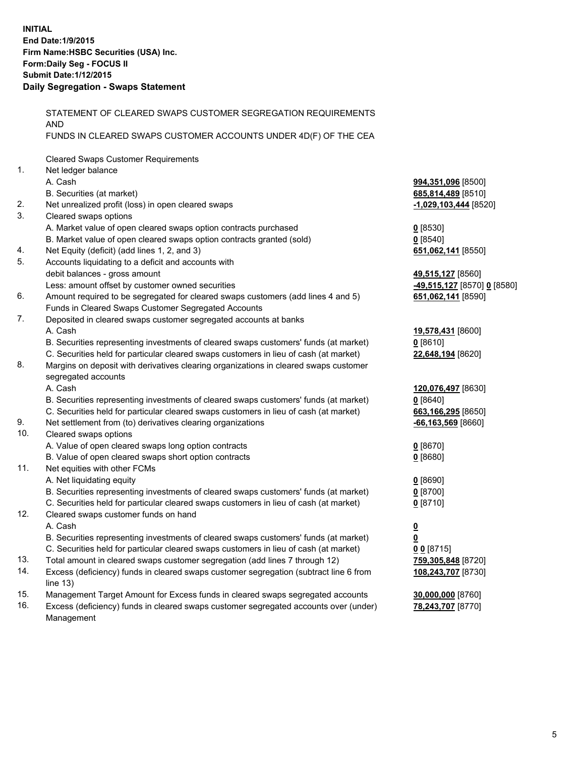**INITIAL**
**End Date:1/9/2015**
**Firm Name:HSBC Securities (USA) Inc.**
**Form:Daily Seg - FOCUS II**
**Submit Date:1/12/2015**
**Daily Segregation - Swaps Statement**

STATEMENT OF CLEARED SWAPS CUSTOMER SEGREGATION REQUIREMENTS AND FUNDS IN CLEARED SWAPS CUSTOMER ACCOUNTS UNDER 4D(F) OF THE CEA

| | | |
|---|---|---|
| | Cleared Swaps Customer Requirements | |
| 1. | Net ledger balance | |
| | A. Cash | **994,351,096** [8500] |
| | B. Securities (at market) | **685,814,489** [8510] |
| 2. | Net unrealized profit (loss) in open cleared swaps | **-1,029,103,444** [8520] |
| 3. | Cleared swaps options | |
| | A. Market value of open cleared swaps option contracts purchased | **0** [8530] |
| | B. Market value of open cleared swaps option contracts granted (sold) | **0** [8540] |
| 4. | Net Equity (deficit) (add lines 1, 2, and 3) | **651,062,141** [8550] |
| 5. | Accounts liquidating to a deficit and accounts with debit balances - gross amount | **49,515,127** [8560] |
| | Less: amount offset by customer owned securities | **-49,515,127** [8570] **0** [8580] |
| 6. | Amount required to be segregated for cleared swaps customers (add lines 4 and 5) | **651,062,141** [8590] |
| | Funds in Cleared Swaps Customer Segregated Accounts | |
| 7. | Deposited in cleared swaps customer segregated accounts at banks | |
| | A. Cash | **19,578,431** [8600] |
| | B. Securities representing investments of cleared swaps customers' funds (at market) | **0** [8610] |
| | C. Securities held for particular cleared swaps customers in lieu of cash (at market) | **22,648,194** [8620] |
| 8. | Margins on deposit with derivatives clearing organizations in cleared swaps customer segregated accounts | |
| | A. Cash | **120,076,497** [8630] |
| | B. Securities representing investments of cleared swaps customers' funds (at market) | **0** [8640] |
| | C. Securities held for particular cleared swaps customers in lieu of cash (at market) | **663,166,295** [8650] |
| 9. | Net settlement from (to) derivatives clearing organizations | **-66,163,569** [8660] |
| 10. | Cleared swaps options | |
| | A. Value of open cleared swaps long option contracts | **0** [8670] |
| | B. Value of open cleared swaps short option contracts | **0** [8680] |
| 11. | Net equities with other FCMs | |
| | A. Net liquidating equity | **0** [8690] |
| | B. Securities representing investments of cleared swaps customers' funds (at market) | **0** [8700] |
| | C. Securities held for particular cleared swaps customers in lieu of cash (at market) | **0** [8710] |
| 12. | Cleared swaps customer funds on hand | |
| | A. Cash | **0** |
| | B. Securities representing investments of cleared swaps customers' funds (at market) | **0** |
| | C. Securities held for particular cleared swaps customers in lieu of cash (at market) | **0** **0** [8715] |
| 13. | Total amount in cleared swaps customer segregation (add lines 7 through 12) | **759,305,848** [8720] |
| 14. | Excess (deficiency) funds in cleared swaps customer segregation (subtract line 6 from line 13) | **108,243,707** [8730] |
| 15. | Management Target Amount for Excess funds in cleared swaps segregated accounts | **30,000,000** [8760] |
| 16. | Excess (deficiency) funds in cleared swaps customer segregated accounts over (under) Management | **78,243,707** [8770] |